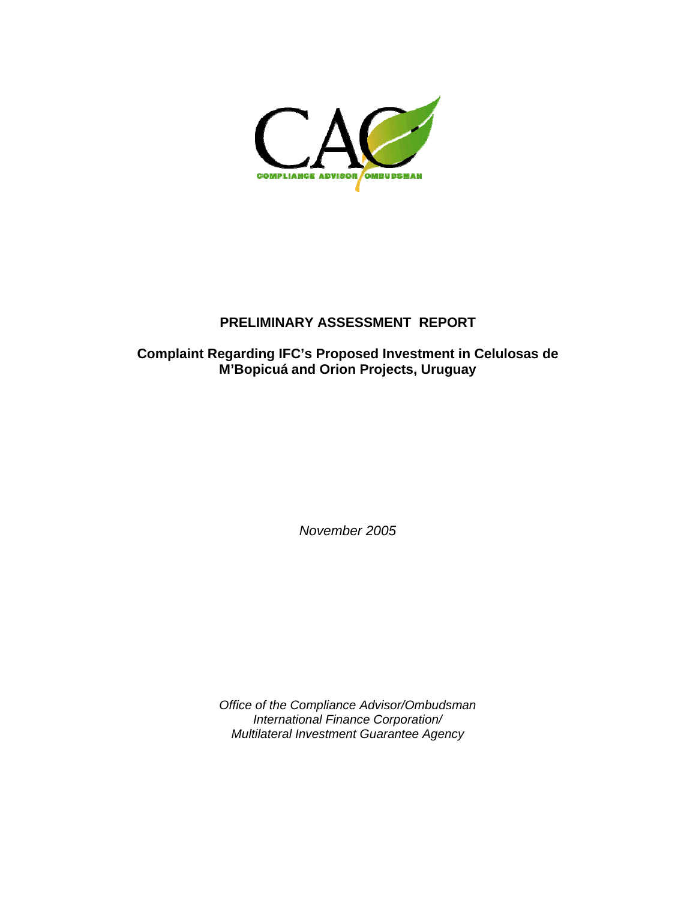CAO

COMPLIANCE ADVISOR OMBUDSMAN

# PRELIMINARY ASSESSMENT REPORT

## Complaint Regarding IFC's Proposed Investment in Celulosas de M'Bopicuá and Orion Projects, Uruguay

*November 2005*

*Office of the Compliance Advisor/Ombudsman*
*International Finance Corporation/*
*Multilateral Investment Guarantee Agency*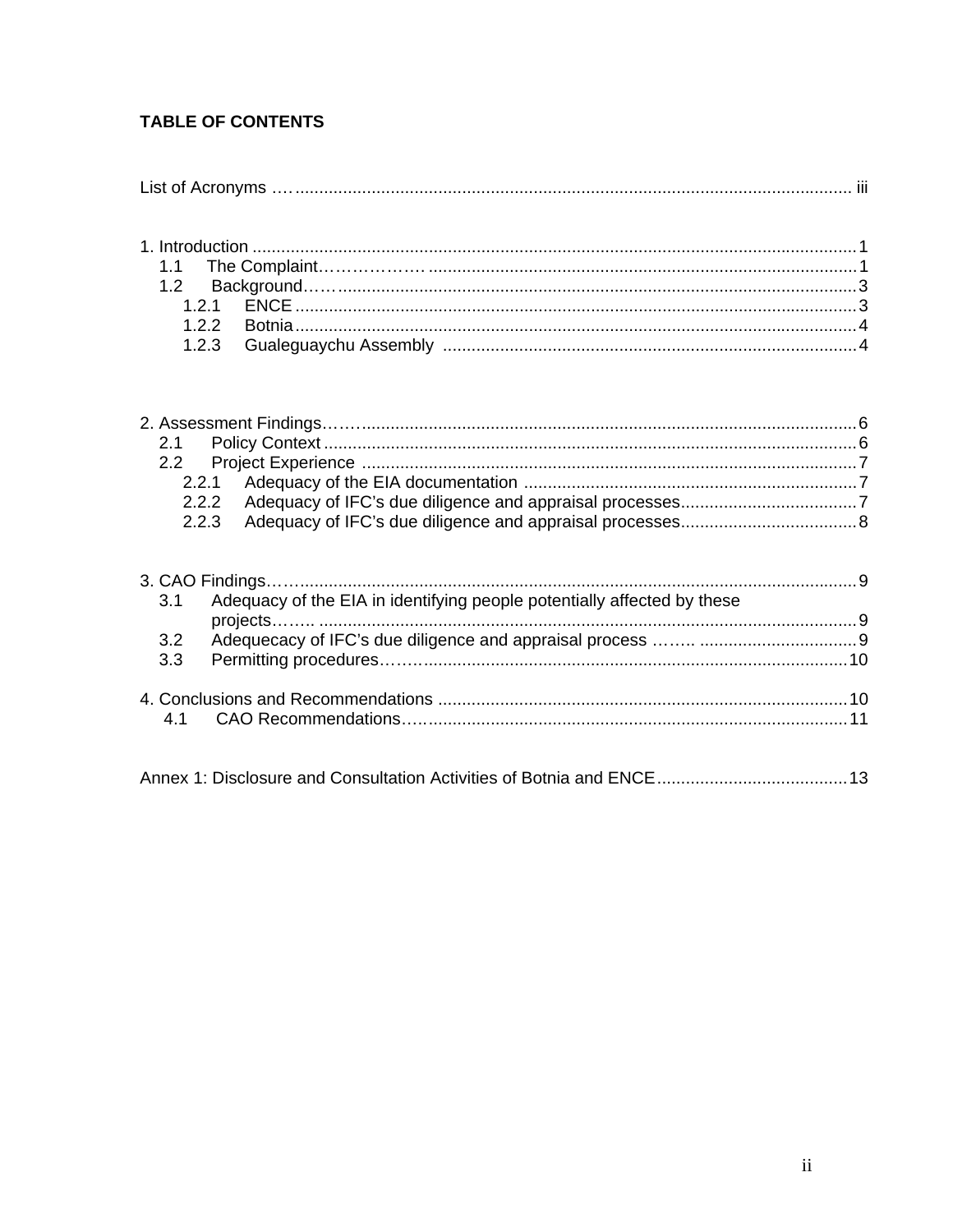**TABLE OF CONTENTS**

List of Acronyms …......................................................................................................................... iii

1. Introduction ..............................................................................................................................1
   1.1 The Complaint……………….........................................................................................1
   1.2 Background……..............................................................................................................3
      1.2.1 ENCE .......................................................................................................................3
      1.2.2 Botnia .......................................................................................................................4
      1.2.3 Gualeguaychu Assembly ........................................................................................4

2. Assessment Findings……......................................................................................................6
   2.1 Policy Context .................................................................................................................6
   2.2 Project Experience ..........................................................................................................7
      2.2.1 Adequacy of the EIA documentation .......................................................................7
      2.2.2 Adequacy of IFC's due diligence and appraisal processes.......................................7
      2.2.3 Adequacy of IFC's due diligence and appraisal processes.......................................8

3. CAO Findings……...................................................................................................................9
   3.1 Adequacy of the EIA in identifying people potentially affected by these projects……. ...........................................................................................................9
   3.2 Adequecacy of IFC's due diligence and appraisal process ……. ................................9
   3.3 Permitting procedures……..........................................................................................10

4. Conclusions and Recommendations .....................................................................................10
   4.1 CAO Recommendations…..........................................................................................11

Annex 1: Disclosure and Consultation Activities of Botnia and ENCE........................................13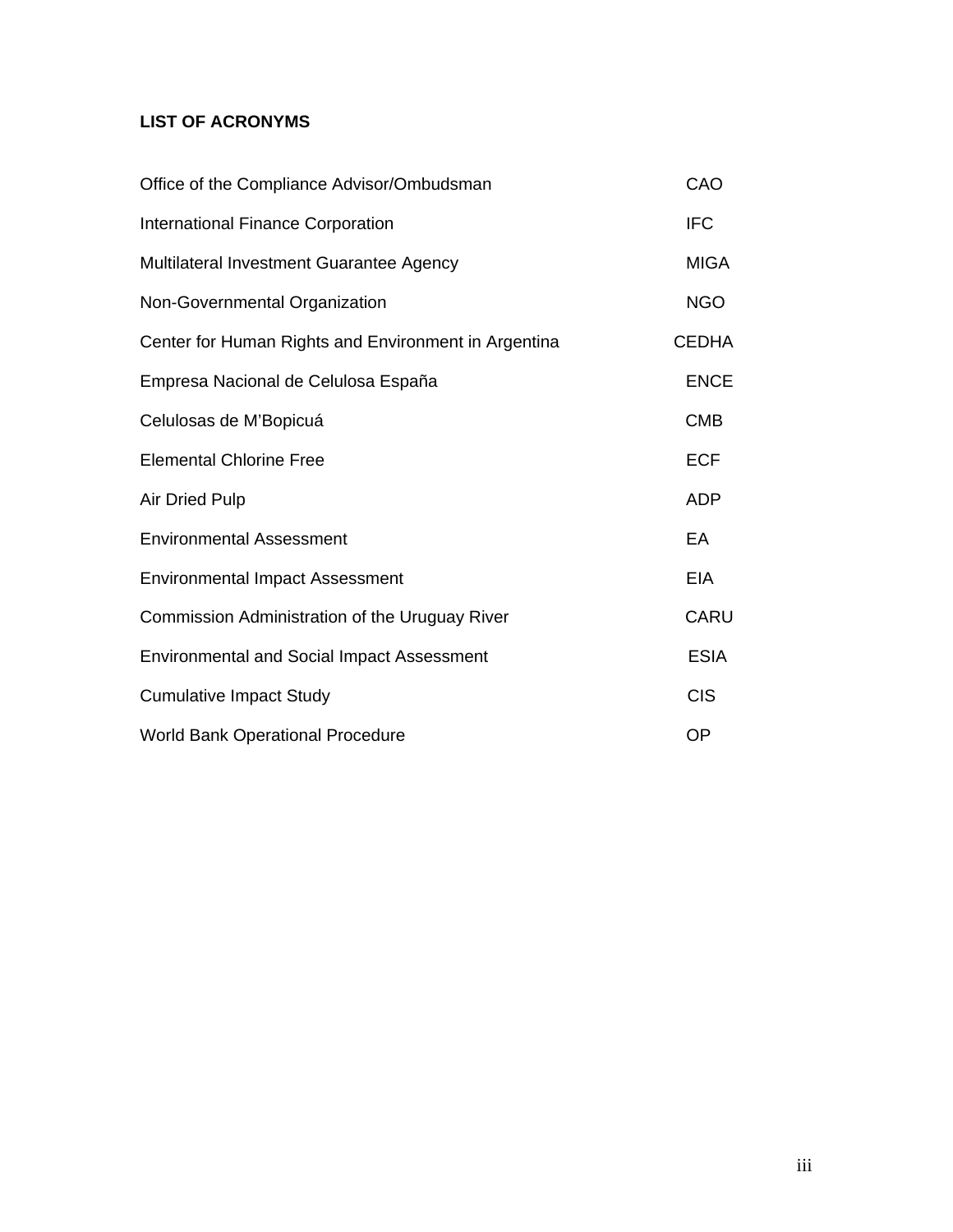## LIST OF ACRONYMS

| | |
|---|---|
| Office of the Compliance Advisor/Ombudsman | CAO |
| International Finance Corporation | IFC |
| Multilateral Investment Guarantee Agency | MIGA |
| Non-Governmental Organization | NGO |
| Center for Human Rights and Environment in Argentina | CEDHA |
| Empresa Nacional de Celulosa España | ENCE |
| Celulosas de M'Bopicuá | CMB |
| Elemental Chlorine Free | ECF |
| Air Dried Pulp | ADP |
| Environmental Assessment | EA |
| Environmental Impact Assessment | EIA |
| Commission Administration of the Uruguay River | CARU |
| Environmental and Social Impact Assessment | ESIA |
| Cumulative Impact Study | CIS |
| World Bank Operational Procedure | OP |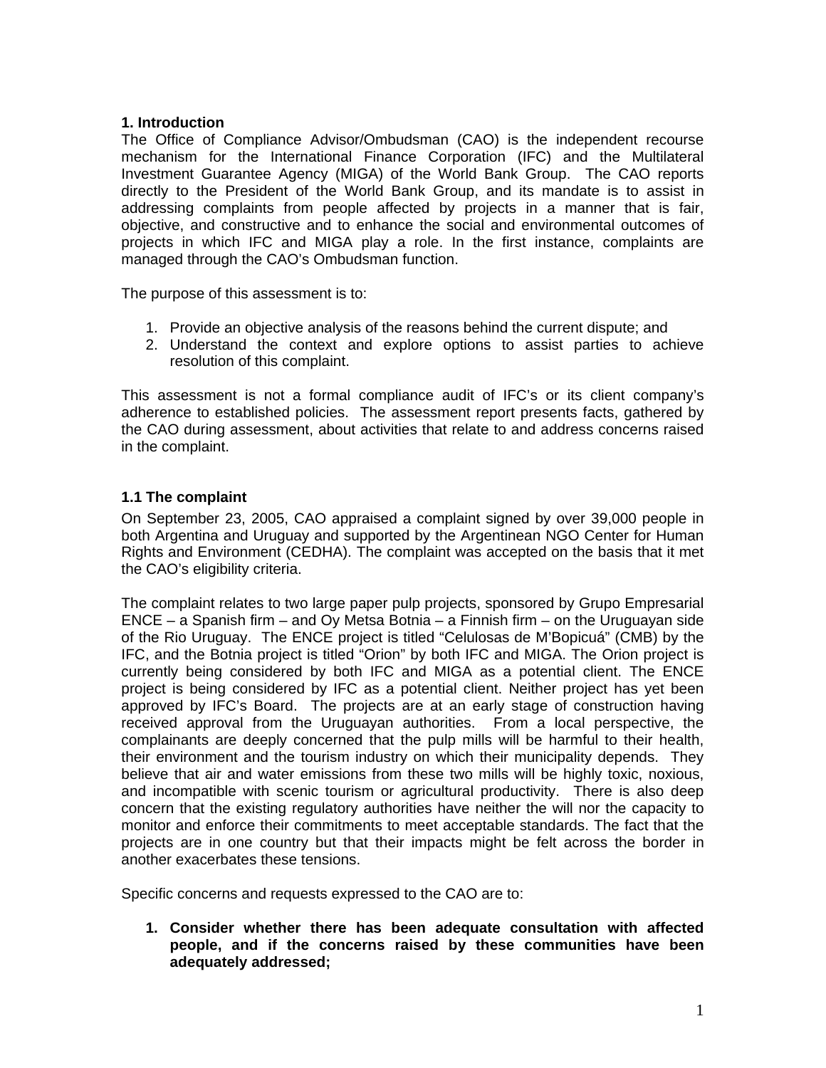## 1. Introduction

The Office of Compliance Advisor/Ombudsman (CAO) is the independent recourse mechanism for the International Finance Corporation (IFC) and the Multilateral Investment Guarantee Agency (MIGA) of the World Bank Group. The CAO reports directly to the President of the World Bank Group, and its mandate is to assist in addressing complaints from people affected by projects in a manner that is fair, objective, and constructive and to enhance the social and environmental outcomes of projects in which IFC and MIGA play a role. In the first instance, complaints are managed through the CAO's Ombudsman function.

The purpose of this assessment is to:

1. Provide an objective analysis of the reasons behind the current dispute; and
2. Understand the context and explore options to assist parties to achieve resolution of this complaint.

This assessment is not a formal compliance audit of IFC's or its client company's adherence to established policies. The assessment report presents facts, gathered by the CAO during assessment, about activities that relate to and address concerns raised in the complaint.

### 1.1 The complaint

On September 23, 2005, CAO appraised a complaint signed by over 39,000 people in both Argentina and Uruguay and supported by the Argentinean NGO Center for Human Rights and Environment (CEDHA). The complaint was accepted on the basis that it met the CAO's eligibility criteria.

The complaint relates to two large paper pulp projects, sponsored by Grupo Empresarial ENCE – a Spanish firm – and Oy Metsa Botnia – a Finnish firm – on the Uruguayan side of the Rio Uruguay. The ENCE project is titled "Celulosas de M'Bopicuá" (CMB) by the IFC, and the Botnia project is titled "Orion" by both IFC and MIGA. The Orion project is currently being considered by both IFC and MIGA as a potential client. The ENCE project is being considered by IFC as a potential client. Neither project has yet been approved by IFC's Board. The projects are at an early stage of construction having received approval from the Uruguayan authorities. From a local perspective, the complainants are deeply concerned that the pulp mills will be harmful to their health, their environment and the tourism industry on which their municipality depends. They believe that air and water emissions from these two mills will be highly toxic, noxious, and incompatible with scenic tourism or agricultural productivity. There is also deep concern that the existing regulatory authorities have neither the will nor the capacity to monitor and enforce their commitments to meet acceptable standards. The fact that the projects are in one country but that their impacts might be felt across the border in another exacerbates these tensions.

Specific concerns and requests expressed to the CAO are to:

1. **Consider whether there has been adequate consultation with affected people, and if the concerns raised by these communities have been adequately addressed;**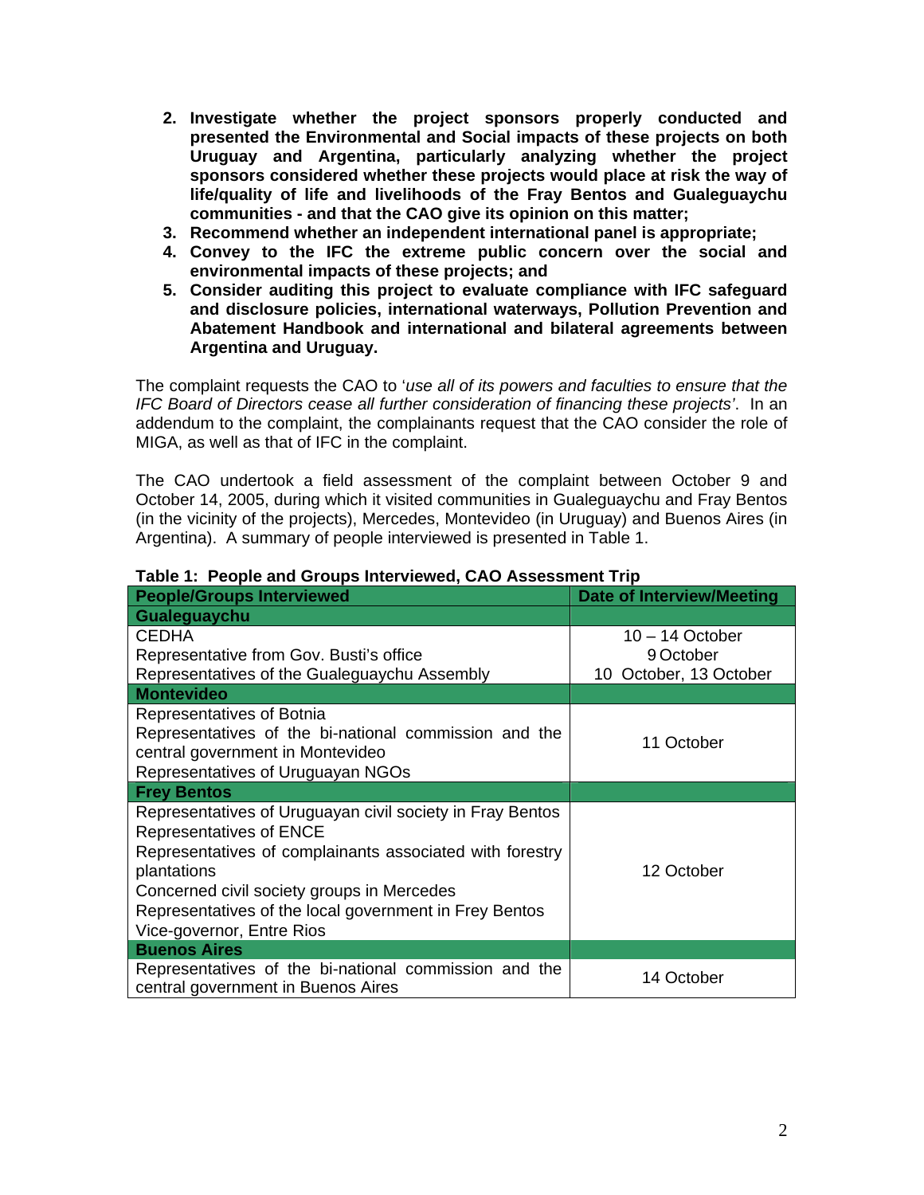2. **Investigate whether the project sponsors properly conducted and presented the Environmental and Social impacts of these projects on both Uruguay and Argentina, particularly analyzing whether the project sponsors considered whether these projects would place at risk the way of life/quality of life and livelihoods of the Fray Bentos and Gualeguaychu communities - and that the CAO give its opinion on this matter;**
3. **Recommend whether an independent international panel is appropriate;**
4. **Convey to the IFC the extreme public concern over the social and environmental impacts of these projects; and**
5. **Consider auditing this project to evaluate compliance with IFC safeguard and disclosure policies, international waterways, Pollution Prevention and Abatement Handbook and international and bilateral agreements between Argentina and Uruguay.**

The complaint requests the CAO to '*use all of its powers and faculties to ensure that the IFC Board of Directors cease all further consideration of financing these projects*'. In an addendum to the complaint, the complainants request that the CAO consider the role of MIGA, as well as that of IFC in the complaint.

The CAO undertook a field assessment of the complaint between October 9 and October 14, 2005, during which it visited communities in Gualeguaychu and Fray Bentos (in the vicinity of the projects), Mercedes, Montevideo (in Uruguay) and Buenos Aires (in Argentina). A summary of people interviewed is presented in Table 1.

**Table 1: People and Groups Interviewed, CAO Assessment Trip**

| People/Groups Interviewed | Date of Interview/Meeting |
|---|---|
| **Gualeguaychu** | |
| CEDHA | 10 – 14 October |
| Representative from Gov. Busti's office | 9 October |
| Representatives of the Gualeguaychu Assembly | 10 October, 13 October |
| **Montevideo** | |
| Representatives of Botnia<br>Representatives of the bi-national commission and the central government in Montevideo<br>Representatives of Uruguayan NGOs | 11 October |
| **Frey Bentos** | |
| Representatives of Uruguayan civil society in Fray Bentos<br>Representatives of ENCE<br>Representatives of complainants associated with forestry plantations<br>Concerned civil society groups in Mercedes<br>Representatives of the local government in Frey Bentos<br>Vice-governor, Entre Rios | 12 October |
| **Buenos Aires** | |
| Representatives of the bi-national commission and the central government in Buenos Aires | 14 October |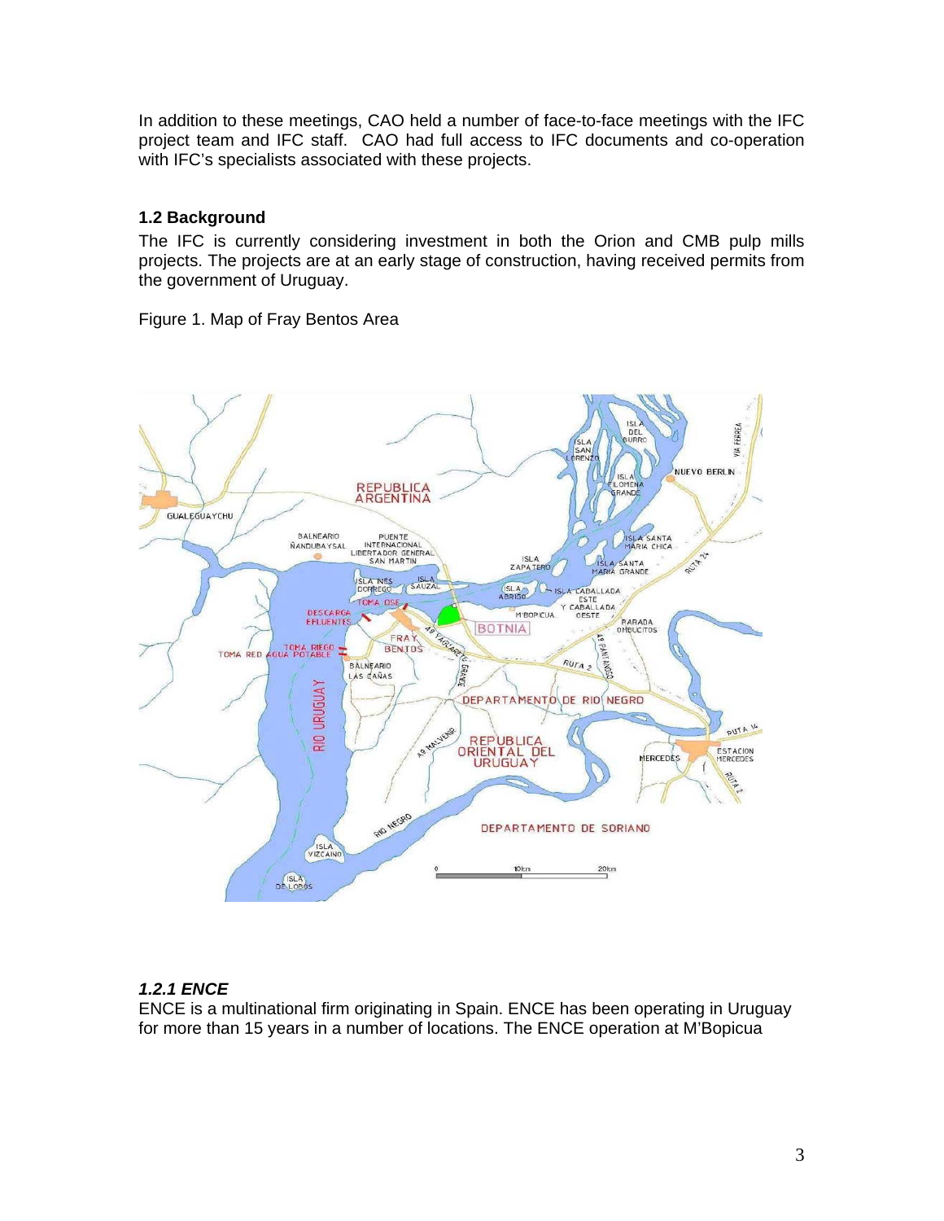In addition to these meetings, CAO held a number of face-to-face meetings with the IFC project team and IFC staff. CAO had full access to IFC documents and co-operation with IFC's specialists associated with these projects.

### 1.2 Background

The IFC is currently considering investment in both the Orion and CMB pulp mills projects. The projects are at an early stage of construction, having received permits from the government of Uruguay.

Figure 1. Map of Fray Bentos Area

#### *1.2.1 ENCE*

ENCE is a multinational firm originating in Spain. ENCE has been operating in Uruguay for more than 15 years in a number of locations. The ENCE operation at M'Bopicua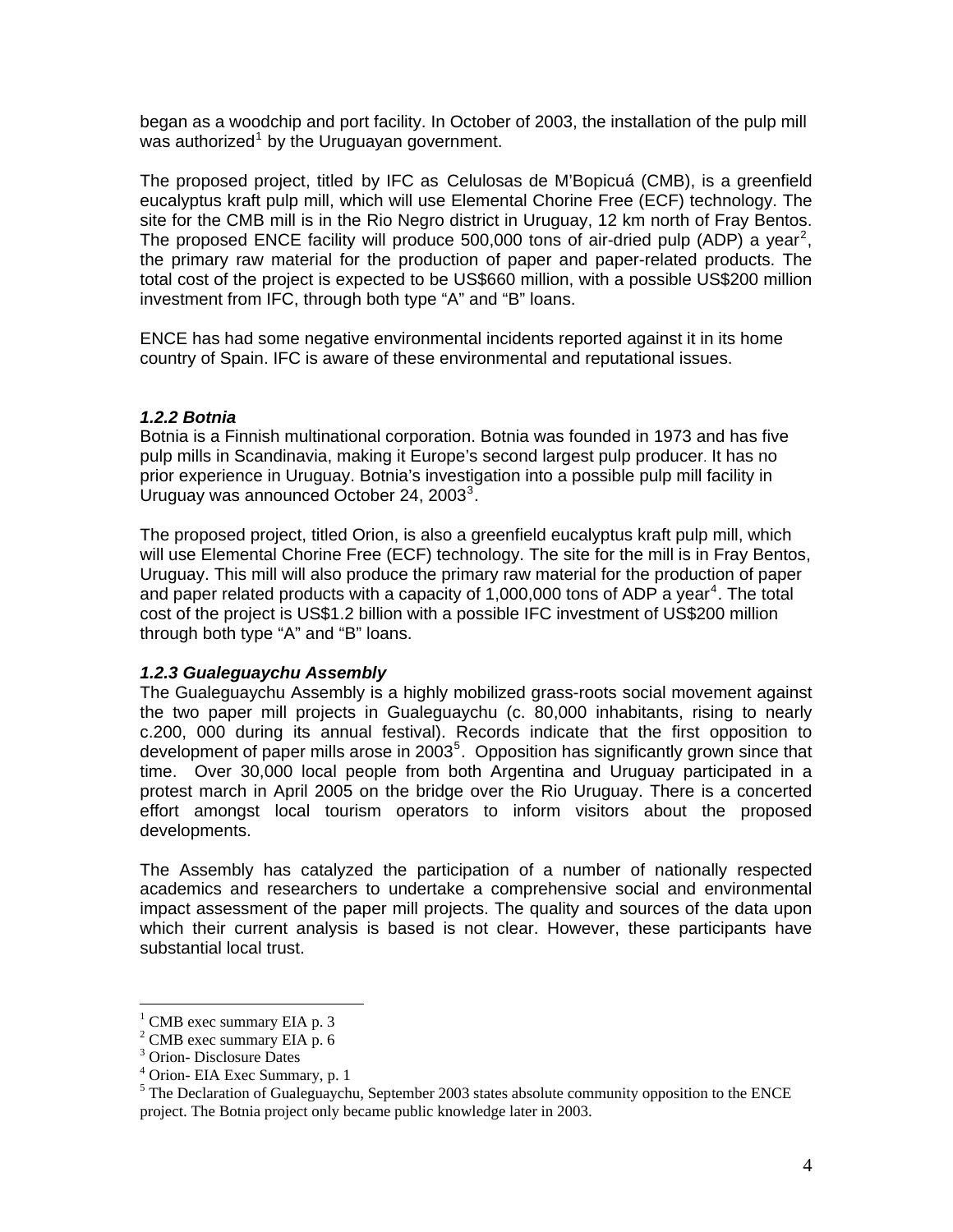began as a woodchip and port facility. In October of 2003, the installation of the pulp mill was authorized[1] by the Uruguayan government.

The proposed project, titled by IFC as Celulosas de M'Bopicuá (CMB), is a greenfield eucalyptus kraft pulp mill, which will use Elemental Chorine Free (ECF) technology. The site for the CMB mill is in the Rio Negro district in Uruguay, 12 km north of Fray Bentos. The proposed ENCE facility will produce 500,000 tons of air-dried pulp (ADP) a year[2], the primary raw material for the production of paper and paper-related products. The total cost of the project is expected to be US$660 million, with a possible US$200 million investment from IFC, through both type "A" and "B" loans.

ENCE has had some negative environmental incidents reported against it in its home country of Spain. IFC is aware of these environmental and reputational issues.

### *1.2.2 Botnia*

Botnia is a Finnish multinational corporation. Botnia was founded in 1973 and has five pulp mills in Scandinavia, making it Europe's second largest pulp producer. It has no prior experience in Uruguay. Botnia's investigation into a possible pulp mill facility in Uruguay was announced October 24, 2003[3].

The proposed project, titled Orion, is also a greenfield eucalyptus kraft pulp mill, which will use Elemental Chorine Free (ECF) technology. The site for the mill is in Fray Bentos, Uruguay. This mill will also produce the primary raw material for the production of paper and paper related products with a capacity of 1,000,000 tons of ADP a year[4]. The total cost of the project is US$1.2 billion with a possible IFC investment of US$200 million through both type "A" and "B" loans.

### *1.2.3 Gualeguaychu Assembly*

The Gualeguaychu Assembly is a highly mobilized grass-roots social movement against the two paper mill projects in Gualeguaychu (c. 80,000 inhabitants, rising to nearly c.200, 000 during its annual festival). Records indicate that the first opposition to development of paper mills arose in 2003[5]. Opposition has significantly grown since that time. Over 30,000 local people from both Argentina and Uruguay participated in a protest march in April 2005 on the bridge over the Rio Uruguay. There is a concerted effort amongst local tourism operators to inform visitors about the proposed developments.

The Assembly has catalyzed the participation of a number of nationally respected academics and researchers to undertake a comprehensive social and environmental impact assessment of the paper mill projects. The quality and sources of the data upon which their current analysis is based is not clear. However, these participants have substantial local trust.

---

[1] CMB exec summary EIA p. 3

[2] CMB exec summary EIA p. 6

[3] Orion- Disclosure Dates

[4] Orion- EIA Exec Summary, p. 1

[5] The Declaration of Gualeguaychu, September 2003 states absolute community opposition to the ENCE project. The Botnia project only became public knowledge later in 2003.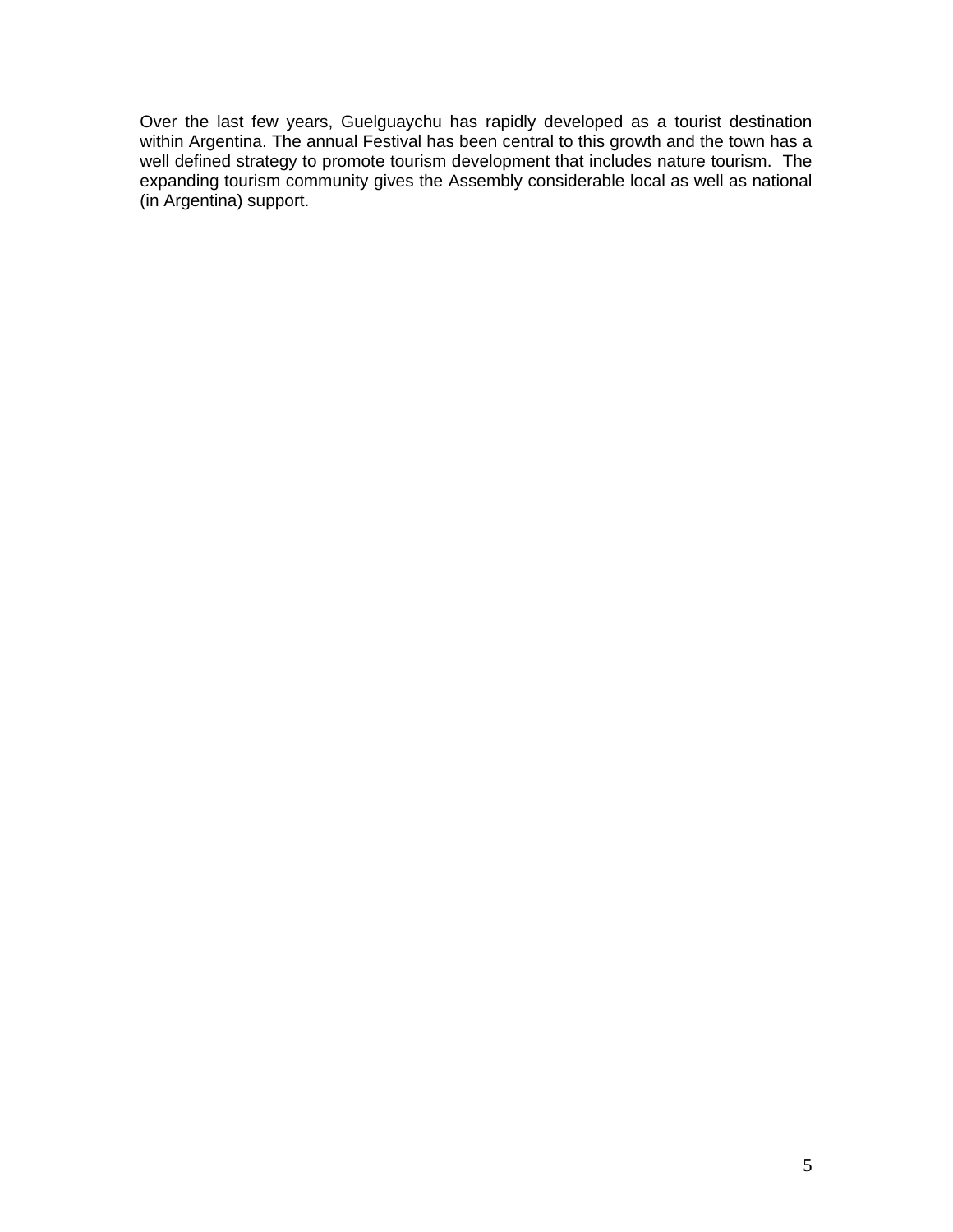Over the last few years, Guelguaychu has rapidly developed as a tourist destination within Argentina. The annual Festival has been central to this growth and the town has a well defined strategy to promote tourism development that includes nature tourism. The expanding tourism community gives the Assembly considerable local as well as national (in Argentina) support.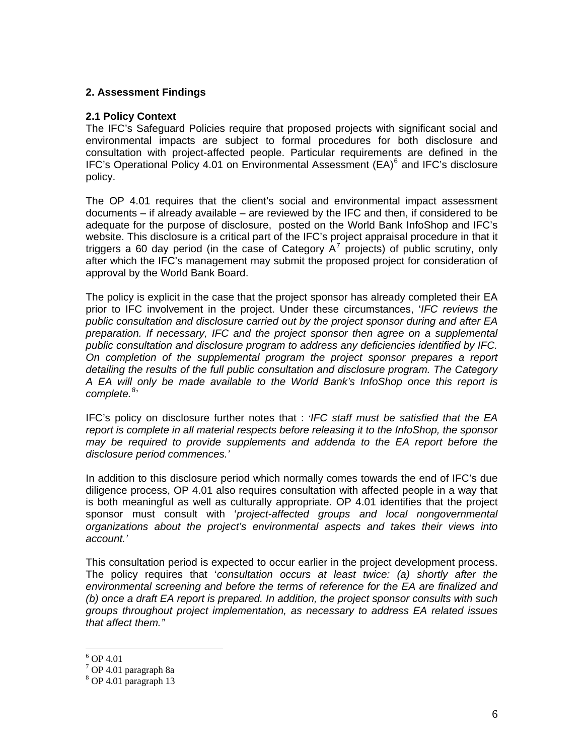## 2. Assessment Findings

### 2.1 Policy Context

The IFC's Safeguard Policies require that proposed projects with significant social and environmental impacts are subject to formal procedures for both disclosure and consultation with project-affected people. Particular requirements are defined in the IFC's Operational Policy 4.01 on Environmental Assessment (EA)[6] and IFC's disclosure policy.

The OP 4.01 requires that the client's social and environmental impact assessment documents – if already available – are reviewed by the IFC and then, if considered to be adequate for the purpose of disclosure, posted on the World Bank InfoShop and IFC's website. This disclosure is a critical part of the IFC's project appraisal procedure in that it triggers a 60 day period (in the case of Category A[7] projects) of public scrutiny, only after which the IFC's management may submit the proposed project for consideration of approval by the World Bank Board.

The policy is explicit in the case that the project sponsor has already completed their EA prior to IFC involvement in the project. Under these circumstances, '*IFC reviews the public consultation and disclosure carried out by the project sponsor during and after EA preparation. If necessary, IFC and the project sponsor then agree on a supplemental public consultation and disclosure program to address any deficiencies identified by IFC. On completion of the supplemental program the project sponsor prepares a report detailing the results of the full public consultation and disclosure program. The Category A EA will only be made available to the World Bank's InfoShop once this report is complete.*[8]'

IFC's policy on disclosure further notes that : '*IFC staff must be satisfied that the EA report is complete in all material respects before releasing it to the InfoShop, the sponsor may be required to provide supplements and addenda to the EA report before the disclosure period commences.*'

In addition to this disclosure period which normally comes towards the end of IFC's due diligence process, OP 4.01 also requires consultation with affected people in a way that is both meaningful as well as culturally appropriate. OP 4.01 identifies that the project sponsor must consult with '*project-affected groups and local nongovernmental organizations about the project's environmental aspects and takes their views into account.*'

This consultation period is expected to occur earlier in the project development process. The policy requires that '*consultation occurs at least twice: (a) shortly after the environmental screening and before the terms of reference for the EA are finalized and (b) once a draft EA report is prepared. In addition, the project sponsor consults with such groups throughout project implementation, as necessary to address EA related issues that affect them.*"

---

[6] OP 4.01

[7] OP 4.01 paragraph 8a

[8] OP 4.01 paragraph 13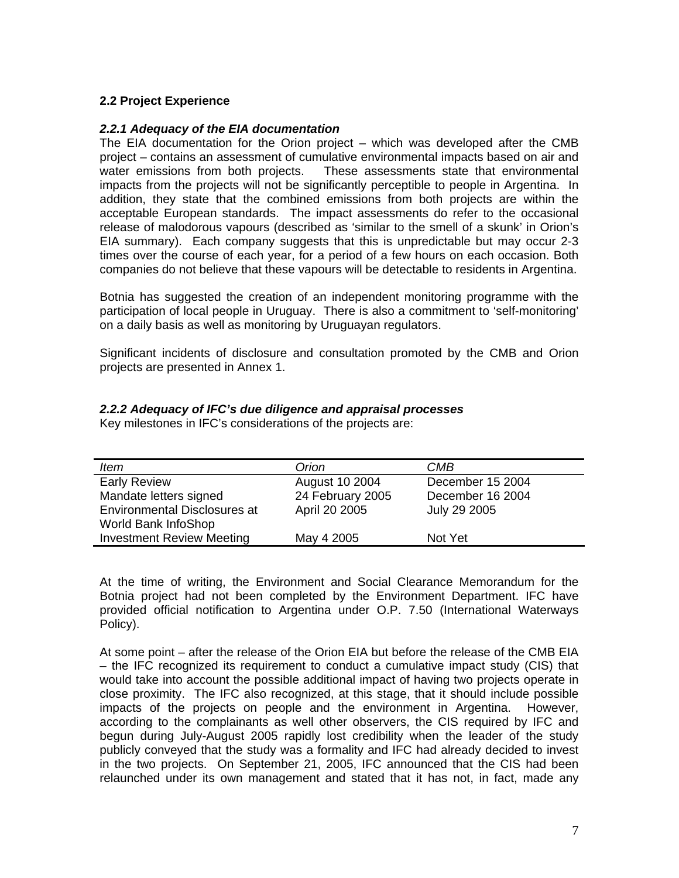### 2.2 Project Experience

#### *2.2.1 Adequacy of the EIA documentation*

The EIA documentation for the Orion project – which was developed after the CMB project – contains an assessment of cumulative environmental impacts based on air and water emissions from both projects. These assessments state that environmental impacts from the projects will not be significantly perceptible to people in Argentina. In addition, they state that the combined emissions from both projects are within the acceptable European standards. The impact assessments do refer to the occasional release of malodorous vapours (described as 'similar to the smell of a skunk' in Orion's EIA summary). Each company suggests that this is unpredictable but may occur 2-3 times over the course of each year, for a period of a few hours on each occasion. Both companies do not believe that these vapours will be detectable to residents in Argentina.

Botnia has suggested the creation of an independent monitoring programme with the participation of local people in Uruguay. There is also a commitment to 'self-monitoring' on a daily basis as well as monitoring by Uruguayan regulators.

Significant incidents of disclosure and consultation promoted by the CMB and Orion projects are presented in Annex 1.

#### *2.2.2 Adequacy of IFC's due diligence and appraisal processes*

Key milestones in IFC's considerations of the projects are:

| *Item* | *Orion* | *CMB* |
|---|---|---|
| Early Review | August 10 2004 | December 15 2004 |
| Mandate letters signed | 24 February 2005 | December 16 2004 |
| Environmental Disclosures at World Bank InfoShop | April 20 2005 | July 29 2005 |
| Investment Review Meeting | May 4 2005 | Not Yet |

At the time of writing, the Environment and Social Clearance Memorandum for the Botnia project had not been completed by the Environment Department. IFC have provided official notification to Argentina under O.P. 7.50 (International Waterways Policy).

At some point – after the release of the Orion EIA but before the release of the CMB EIA – the IFC recognized its requirement to conduct a cumulative impact study (CIS) that would take into account the possible additional impact of having two projects operate in close proximity. The IFC also recognized, at this stage, that it should include possible impacts of the projects on people and the environment in Argentina. However, according to the complainants as well other observers, the CIS required by IFC and begun during July-August 2005 rapidly lost credibility when the leader of the study publicly conveyed that the study was a formality and IFC had already decided to invest in the two projects. On September 21, 2005, IFC announced that the CIS had been relaunched under its own management and stated that it has not, in fact, made any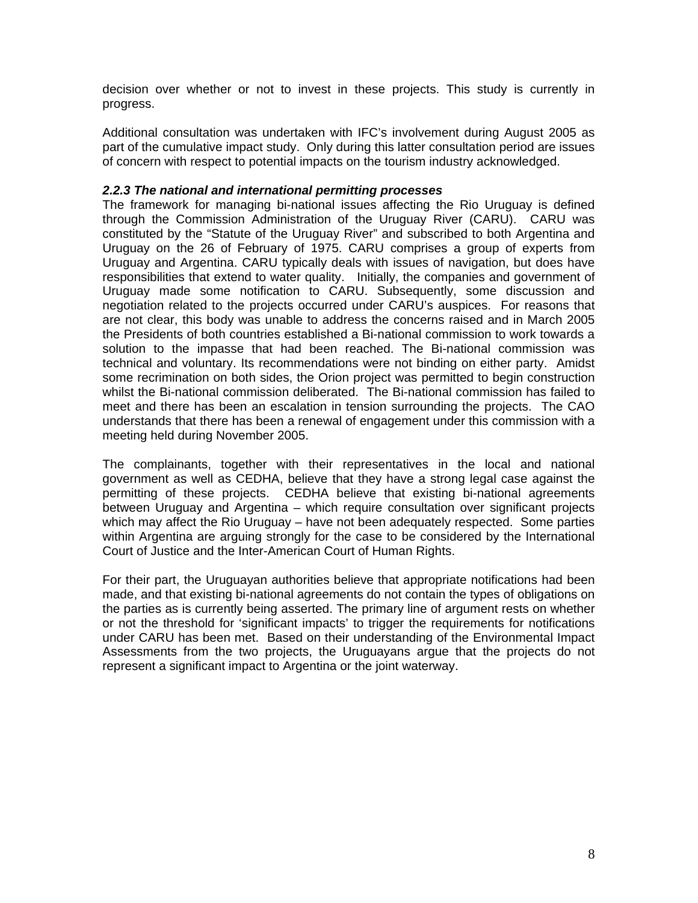decision over whether or not to invest in these projects. This study is currently in progress.

Additional consultation was undertaken with IFC's involvement during August 2005 as part of the cumulative impact study. Only during this latter consultation period are issues of concern with respect to potential impacts on the tourism industry acknowledged.

#### *2.2.3 The national and international permitting processes*

The framework for managing bi-national issues affecting the Rio Uruguay is defined through the Commission Administration of the Uruguay River (CARU). CARU was constituted by the "Statute of the Uruguay River" and subscribed to both Argentina and Uruguay on the 26 of February of 1975. CARU comprises a group of experts from Uruguay and Argentina. CARU typically deals with issues of navigation, but does have responsibilities that extend to water quality. Initially, the companies and government of Uruguay made some notification to CARU. Subsequently, some discussion and negotiation related to the projects occurred under CARU's auspices. For reasons that are not clear, this body was unable to address the concerns raised and in March 2005 the Presidents of both countries established a Bi-national commission to work towards a solution to the impasse that had been reached. The Bi-national commission was technical and voluntary. Its recommendations were not binding on either party. Amidst some recrimination on both sides, the Orion project was permitted to begin construction whilst the Bi-national commission deliberated. The Bi-national commission has failed to meet and there has been an escalation in tension surrounding the projects. The CAO understands that there has been a renewal of engagement under this commission with a meeting held during November 2005.

The complainants, together with their representatives in the local and national government as well as CEDHA, believe that they have a strong legal case against the permitting of these projects. CEDHA believe that existing bi-national agreements between Uruguay and Argentina – which require consultation over significant projects which may affect the Rio Uruguay – have not been adequately respected. Some parties within Argentina are arguing strongly for the case to be considered by the International Court of Justice and the Inter-American Court of Human Rights.

For their part, the Uruguayan authorities believe that appropriate notifications had been made, and that existing bi-national agreements do not contain the types of obligations on the parties as is currently being asserted. The primary line of argument rests on whether or not the threshold for 'significant impacts' to trigger the requirements for notifications under CARU has been met. Based on their understanding of the Environmental Impact Assessments from the two projects, the Uruguayans argue that the projects do not represent a significant impact to Argentina or the joint waterway.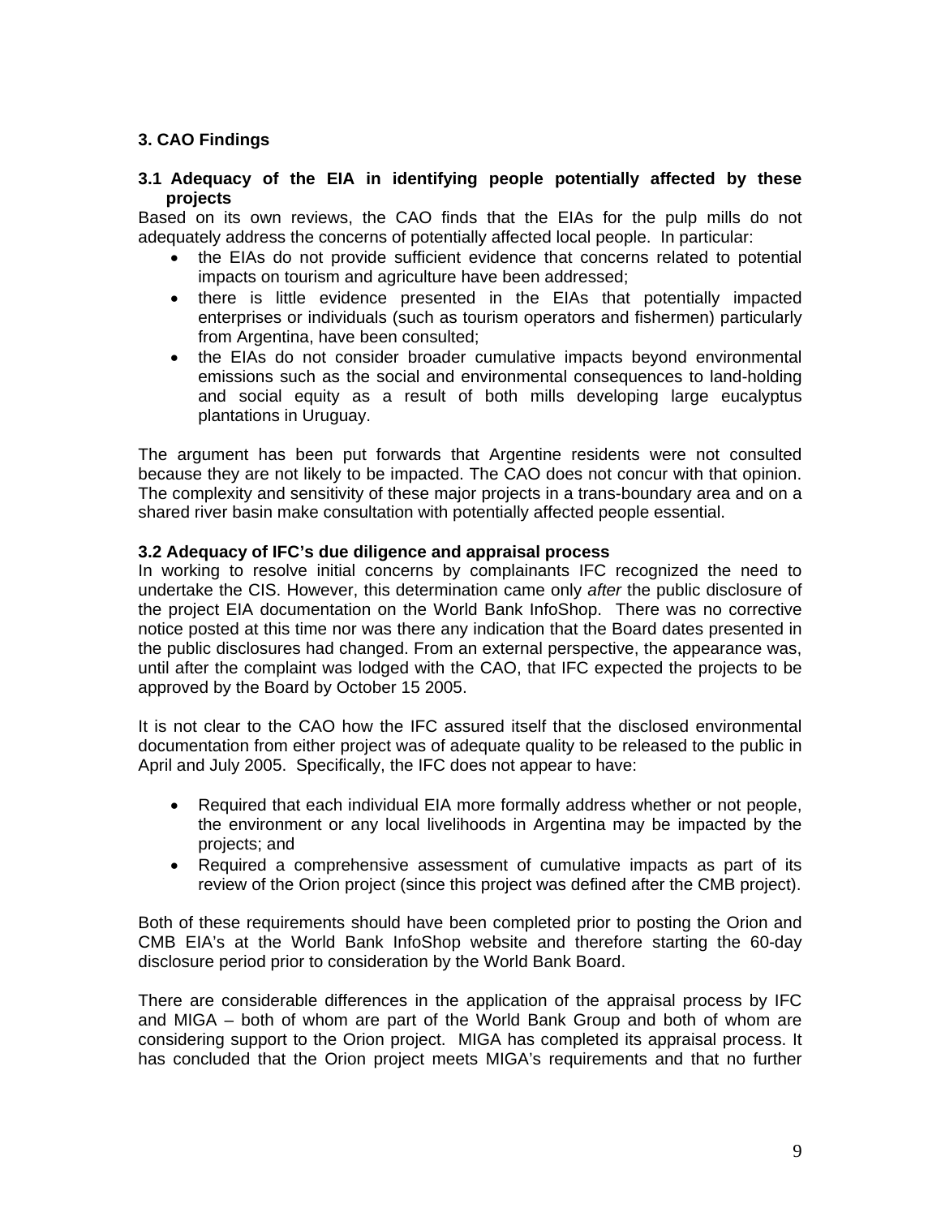## 3. CAO Findings

### 3.1 Adequacy of the EIA in identifying people potentially affected by these projects

Based on its own reviews, the CAO finds that the EIAs for the pulp mills do not adequately address the concerns of potentially affected local people. In particular:

- the EIAs do not provide sufficient evidence that concerns related to potential impacts on tourism and agriculture have been addressed;
- there is little evidence presented in the EIAs that potentially impacted enterprises or individuals (such as tourism operators and fishermen) particularly from Argentina, have been consulted;
- the EIAs do not consider broader cumulative impacts beyond environmental emissions such as the social and environmental consequences to land-holding and social equity as a result of both mills developing large eucalyptus plantations in Uruguay.

The argument has been put forwards that Argentine residents were not consulted because they are not likely to be impacted. The CAO does not concur with that opinion. The complexity and sensitivity of these major projects in a trans-boundary area and on a shared river basin make consultation with potentially affected people essential.

### 3.2 Adequacy of IFC's due diligence and appraisal process

In working to resolve initial concerns by complainants IFC recognized the need to undertake the CIS. However, this determination came only *after* the public disclosure of the project EIA documentation on the World Bank InfoShop. There was no corrective notice posted at this time nor was there any indication that the Board dates presented in the public disclosures had changed. From an external perspective, the appearance was, until after the complaint was lodged with the CAO, that IFC expected the projects to be approved by the Board by October 15 2005.

It is not clear to the CAO how the IFC assured itself that the disclosed environmental documentation from either project was of adequate quality to be released to the public in April and July 2005. Specifically, the IFC does not appear to have:

- Required that each individual EIA more formally address whether or not people, the environment or any local livelihoods in Argentina may be impacted by the projects; and
- Required a comprehensive assessment of cumulative impacts as part of its review of the Orion project (since this project was defined after the CMB project).

Both of these requirements should have been completed prior to posting the Orion and CMB EIA's at the World Bank InfoShop website and therefore starting the 60-day disclosure period prior to consideration by the World Bank Board.

There are considerable differences in the application of the appraisal process by IFC and MIGA – both of whom are part of the World Bank Group and both of whom are considering support to the Orion project. MIGA has completed its appraisal process. It has concluded that the Orion project meets MIGA's requirements and that no further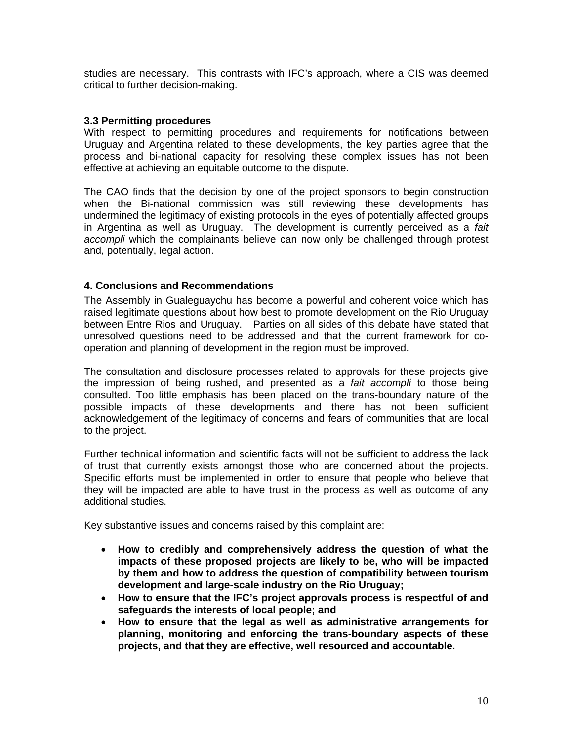studies are necessary. This contrasts with IFC's approach, where a CIS was deemed critical to further decision-making.

### 3.3 Permitting procedures

With respect to permitting procedures and requirements for notifications between Uruguay and Argentina related to these developments, the key parties agree that the process and bi-national capacity for resolving these complex issues has not been effective at achieving an equitable outcome to the dispute.

The CAO finds that the decision by one of the project sponsors to begin construction when the Bi-national commission was still reviewing these developments has undermined the legitimacy of existing protocols in the eyes of potentially affected groups in Argentina as well as Uruguay. The development is currently perceived as a *fait accompli* which the complainants believe can now only be challenged through protest and, potentially, legal action.

## 4. Conclusions and Recommendations

The Assembly in Gualeguaychu has become a powerful and coherent voice which has raised legitimate questions about how best to promote development on the Rio Uruguay between Entre Rios and Uruguay. Parties on all sides of this debate have stated that unresolved questions need to be addressed and that the current framework for co-operation and planning of development in the region must be improved.

The consultation and disclosure processes related to approvals for these projects give the impression of being rushed, and presented as a *fait accompli* to those being consulted. Too little emphasis has been placed on the trans-boundary nature of the possible impacts of these developments and there has not been sufficient acknowledgement of the legitimacy of concerns and fears of communities that are local to the project.

Further technical information and scientific facts will not be sufficient to address the lack of trust that currently exists amongst those who are concerned about the projects. Specific efforts must be implemented in order to ensure that people who believe that they will be impacted are able to have trust in the process as well as outcome of any additional studies.

Key substantive issues and concerns raised by this complaint are:

- **How to credibly and comprehensively address the question of what the impacts of these proposed projects are likely to be, who will be impacted by them and how to address the question of compatibility between tourism development and large-scale industry on the Rio Uruguay;**
- **How to ensure that the IFC's project approvals process is respectful of and safeguards the interests of local people; and**
- **How to ensure that the legal as well as administrative arrangements for planning, monitoring and enforcing the trans-boundary aspects of these projects, and that they are effective, well resourced and accountable.**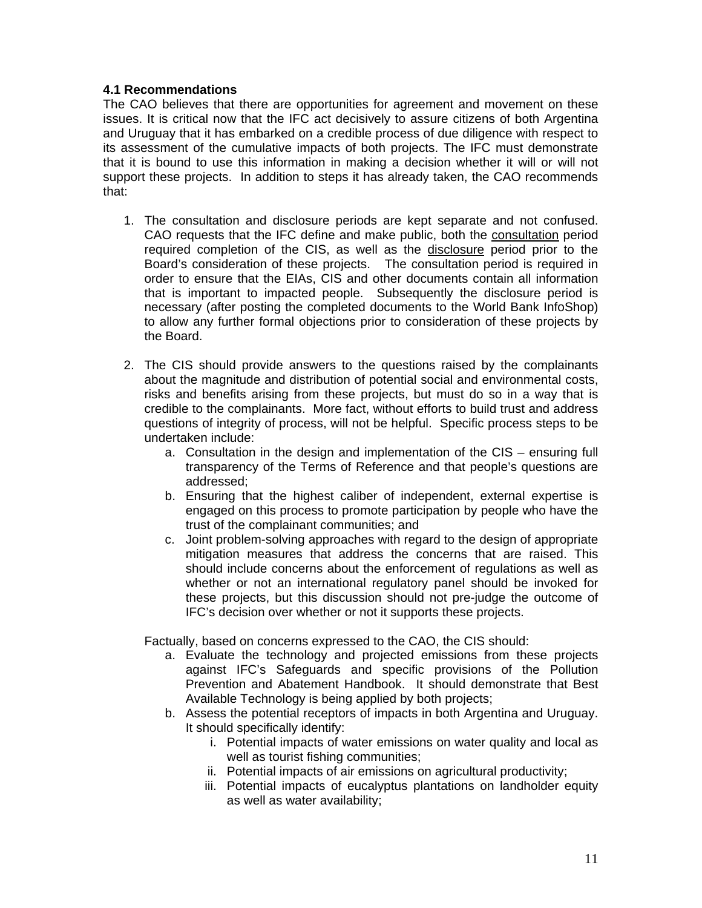### 4.1 Recommendations

The CAO believes that there are opportunities for agreement and movement on these issues. It is critical now that the IFC act decisively to assure citizens of both Argentina and Uruguay that it has embarked on a credible process of due diligence with respect to its assessment of the cumulative impacts of both projects. The IFC must demonstrate that it is bound to use this information in making a decision whether it will or will not support these projects. In addition to steps it has already taken, the CAO recommends that:

1. The consultation and disclosure periods are kept separate and not confused. CAO requests that the IFC define and make public, both the <u>consultation</u> period required completion of the CIS, as well as the <u>disclosure</u> period prior to the Board's consideration of these projects. The consultation period is required in order to ensure that the EIAs, CIS and other documents contain all information that is important to impacted people. Subsequently the disclosure period is necessary (after posting the completed documents to the World Bank InfoShop) to allow any further formal objections prior to consideration of these projects by the Board.

2. The CIS should provide answers to the questions raised by the complainants about the magnitude and distribution of potential social and environmental costs, risks and benefits arising from these projects, but must do so in a way that is credible to the complainants. More fact, without efforts to build trust and address questions of integrity of process, will not be helpful. Specific process steps to be undertaken include:
   a. Consultation in the design and implementation of the CIS – ensuring full transparency of the Terms of Reference and that people's questions are addressed;
   b. Ensuring that the highest caliber of independent, external expertise is engaged on this process to promote participation by people who have the trust of the complainant communities; and
   c. Joint problem-solving approaches with regard to the design of appropriate mitigation measures that address the concerns that are raised. This should include concerns about the enforcement of regulations as well as whether or not an international regulatory panel should be invoked for these projects, but this discussion should not pre-judge the outcome of IFC's decision over whether or not it supports these projects.

   Factually, based on concerns expressed to the CAO, the CIS should:
   a. Evaluate the technology and projected emissions from these projects against IFC's Safeguards and specific provisions of the Pollution Prevention and Abatement Handbook. It should demonstrate that Best Available Technology is being applied by both projects;
   b. Assess the potential receptors of impacts in both Argentina and Uruguay. It should specifically identify:
      i. Potential impacts of water emissions on water quality and local as well as tourist fishing communities;
      ii. Potential impacts of air emissions on agricultural productivity;
      iii. Potential impacts of eucalyptus plantations on landholder equity as well as water availability;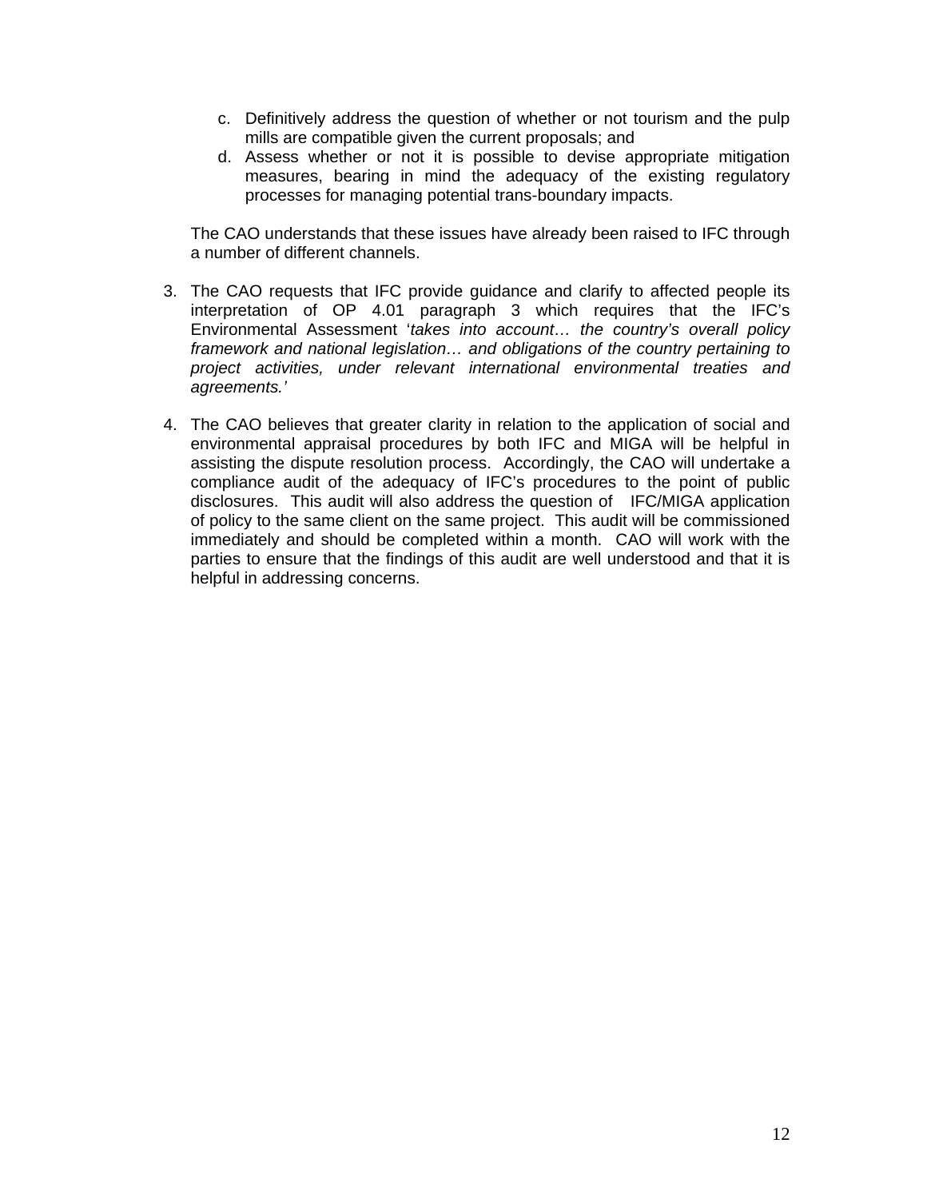c. Definitively address the question of whether or not tourism and the pulp mills are compatible given the current proposals; and
d. Assess whether or not it is possible to devise appropriate mitigation measures, bearing in mind the adequacy of the existing regulatory processes for managing potential trans-boundary impacts.

The CAO understands that these issues have already been raised to IFC through a number of different channels.

3. The CAO requests that IFC provide guidance and clarify to affected people its interpretation of OP 4.01 paragraph 3 which requires that the IFC's Environmental Assessment '*takes into account… the country's overall policy framework and national legislation… and obligations of the country pertaining to project activities, under relevant international environmental treaties and agreements.'*

4. The CAO believes that greater clarity in relation to the application of social and environmental appraisal procedures by both IFC and MIGA will be helpful in assisting the dispute resolution process. Accordingly, the CAO will undertake a compliance audit of the adequacy of IFC's procedures to the point of public disclosures. This audit will also address the question of IFC/MIGA application of policy to the same client on the same project. This audit will be commissioned immediately and should be completed within a month. CAO will work with the parties to ensure that the findings of this audit are well understood and that it is helpful in addressing concerns.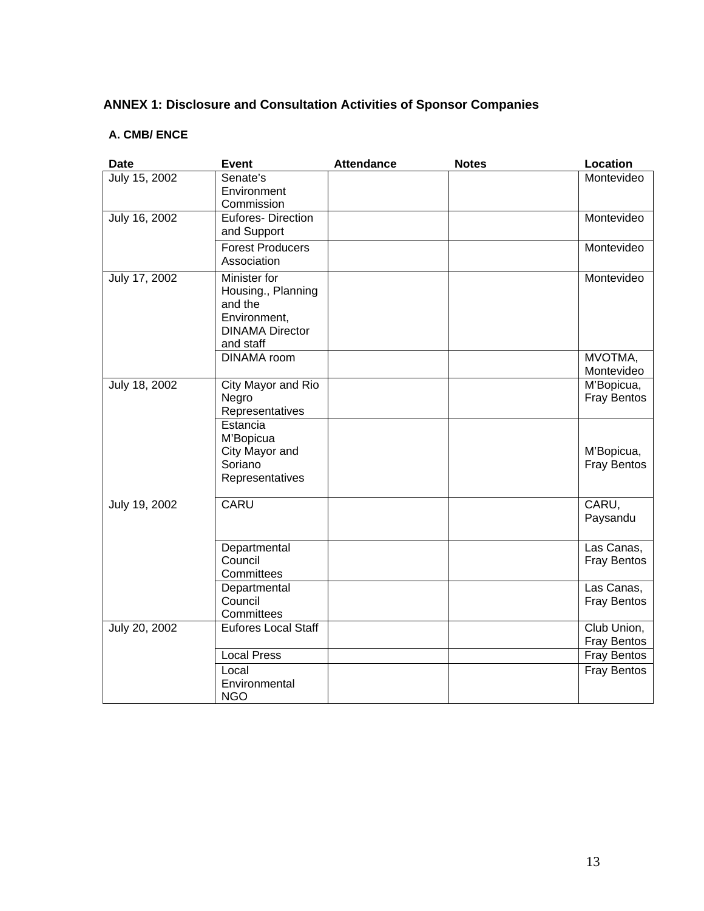## ANNEX 1: Disclosure and Consultation Activities of Sponsor Companies

### A. CMB/ ENCE

| Date | Event | Attendance | Notes | Location |
|---|---|---|---|---|
| July 15, 2002 | Senate's Environment Commission | | | Montevideo |
| July 16, 2002 | Eufores- Direction and Support | | | Montevideo |
| | Forest Producers Association | | | Montevideo |
| July 17, 2002 | Minister for Housing., Planning and the Environment, DINAMA Director and staff | | | Montevideo |
| | DINAMA room | | | MVOTMA, Montevideo |
| July 18, 2002 | City Mayor and Rio Negro Representatives | | | M'Bopicua, Fray Bentos |
| | Estancia M'Bopicua City Mayor and Soriano Representatives | | | M'Bopicua, Fray Bentos |
| July 19, 2002 | CARU | | | CARU, Paysandu |
| | Departmental Council Committees | | | Las Canas, Fray Bentos |
| | Departmental Council Committees | | | Las Canas, Fray Bentos |
| July 20, 2002 | Eufores Local Staff | | | Club Union, Fray Bentos |
| | Local Press | | | Fray Bentos |
| | Local Environmental NGO | | | Fray Bentos |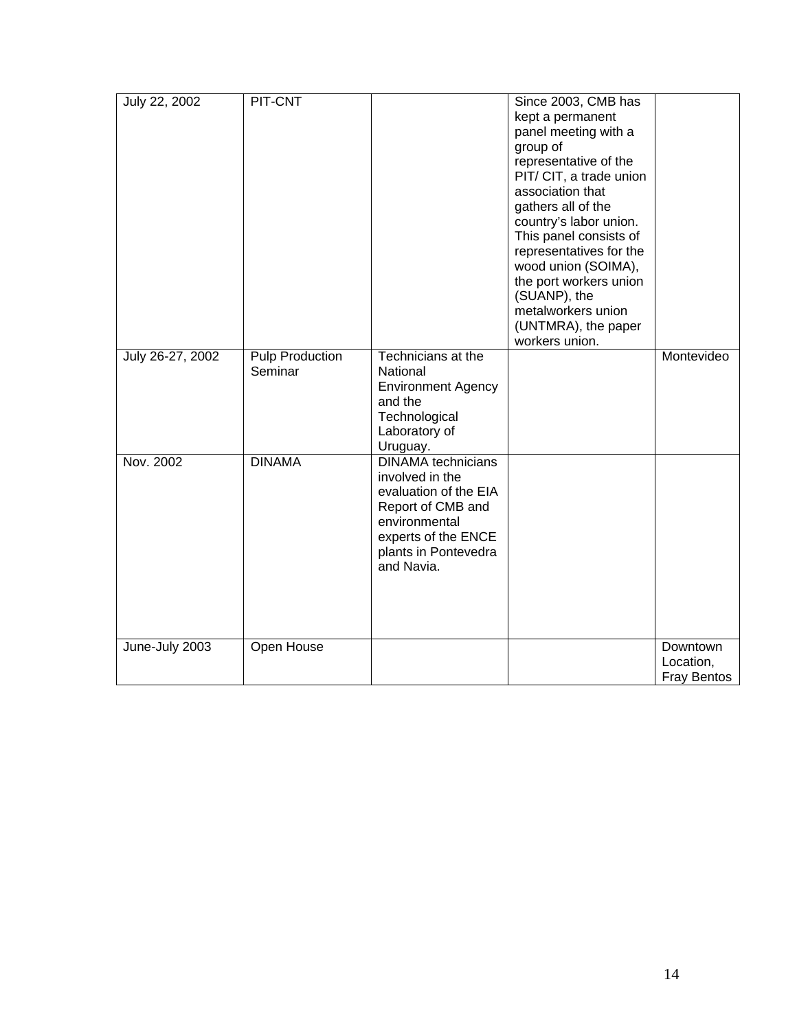| | | | | |
|---|---|---|---|---|
| July 22, 2002 | PIT-CNT | | Since 2003, CMB has kept a permanent panel meeting with a group of representative of the PIT/ CIT, a trade union association that gathers all of the country's labor union. This panel consists of representatives for the wood union (SOIMA), the port workers union (SUANP), the metalworkers union (UNTMRA), the paper workers union. | |
| July 26-27, 2002 | Pulp Production Seminar | Technicians at the National Environment Agency and the Technological Laboratory of Uruguay. | | Montevideo |
| Nov. 2002 | DINAMA | DINAMA technicians involved in the evaluation of the EIA Report of CMB and environmental experts of the ENCE plants in Pontevedra and Navia. | | |
| June-July 2003 | Open House | | | Downtown Location, Fray Bentos |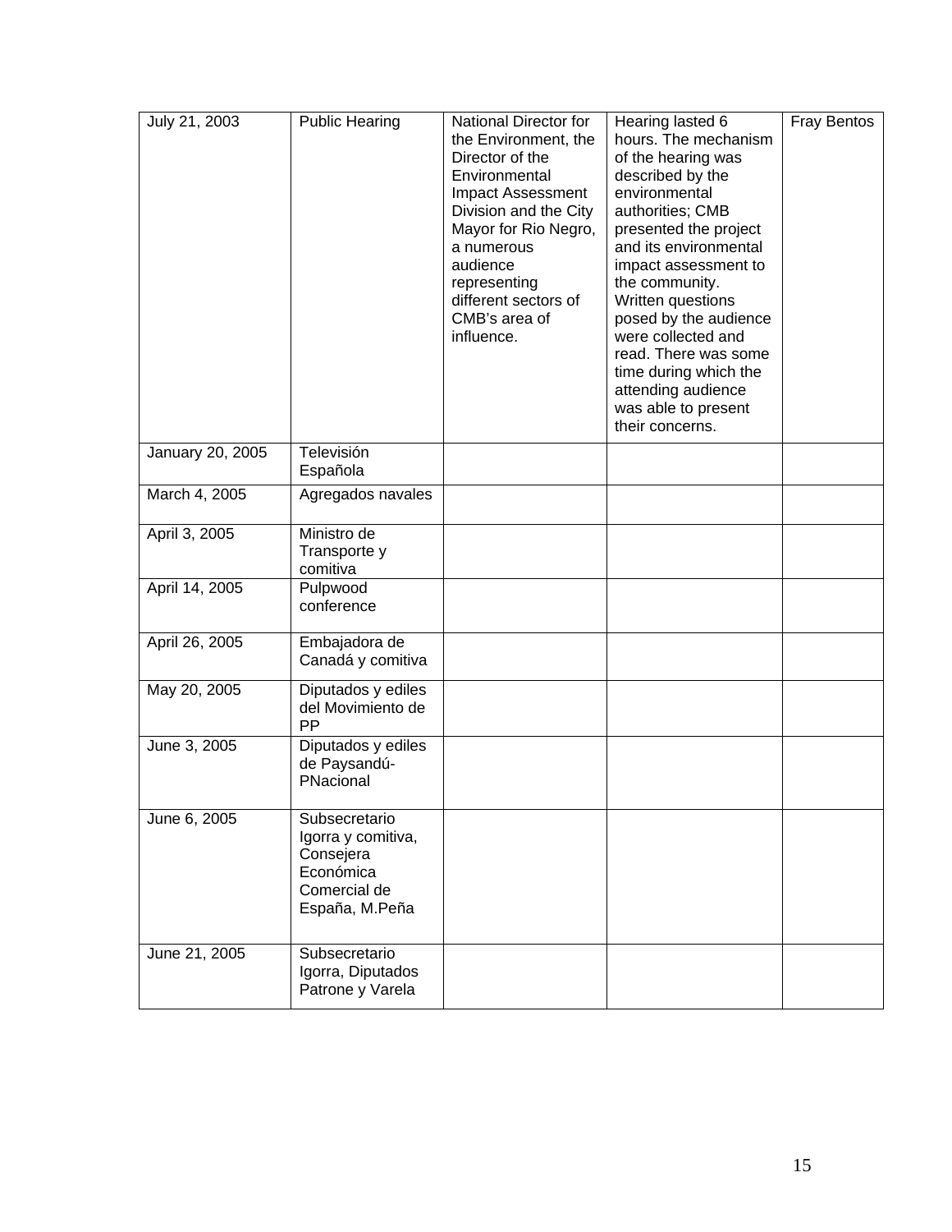| July 21, 2003 | Public Hearing | National Director for the Environment, the Director of the Environmental Impact Assessment Division and the City Mayor for Rio Negro, a numerous audience representing different sectors of CMB's area of influence. | Hearing lasted 6 hours. The mechanism of the hearing was described by the environmental authorities; CMB presented the project and its environmental impact assessment to the community. Written questions posed by the audience were collected and read. There was some time during which the attending audience was able to present their concerns. | Fray Bentos |
|---|---|---|---|---|
| January 20, 2005 | Televisión Española | | | |
| March 4, 2005 | Agregados navales | | | |
| April 3, 2005 | Ministro de Transporte y comitiva | | | |
| April 14, 2005 | Pulpwood conference | | | |
| April 26, 2005 | Embajadora de Canadá y comitiva | | | |
| May 20, 2005 | Diputados y ediles del Movimiento de PP | | | |
| June 3, 2005 | Diputados y ediles de Paysandú-PNacional | | | |
| June 6, 2005 | Subsecretario Igorra y comitiva, Consejera Económica Comercial de España, M.Peña | | | |
| June 21, 2005 | Subsecretario Igorra, Diputados Patrone y Varela | | | |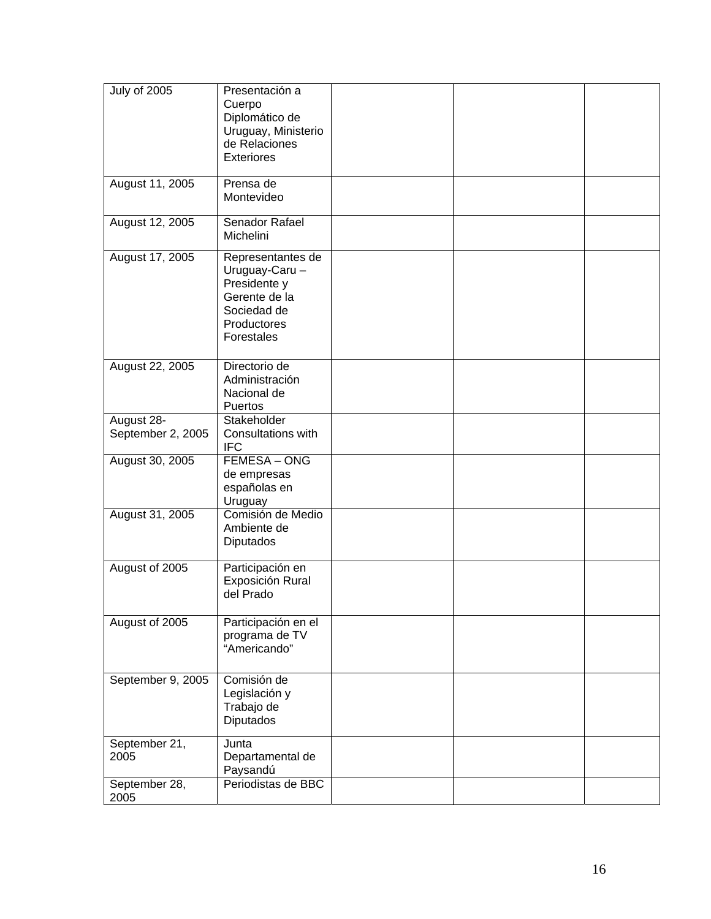| | | | | |
|---|---|---|---|---|
| July of 2005 | Presentación a Cuerpo Diplomático de Uruguay, Ministerio de Relaciones Exteriores | | | |
| August 11, 2005 | Prensa de Montevideo | | | |
| August 12, 2005 | Senador Rafael Michelini | | | |
| August 17, 2005 | Representantes de Uruguay-Caru – Presidente y Gerente de la Sociedad de Productores Forestales | | | |
| August 22, 2005 | Directorio de Administración Nacional de Puertos | | | |
| August 28-September 2, 2005 | Stakeholder Consultations with IFC | | | |
| August 30, 2005 | FEMESA – ONG de empresas españolas en Uruguay | | | |
| August 31, 2005 | Comisión de Medio Ambiente de Diputados | | | |
| August of 2005 | Participación en Exposición Rural del Prado | | | |
| August of 2005 | Participación en el programa de TV “Americando” | | | |
| September 9, 2005 | Comisión de Legislación y Trabajo de Diputados | | | |
| September 21, 2005 | Junta Departamental de Paysandú | | | |
| September 28, 2005 | Periodistas de BBC | | | |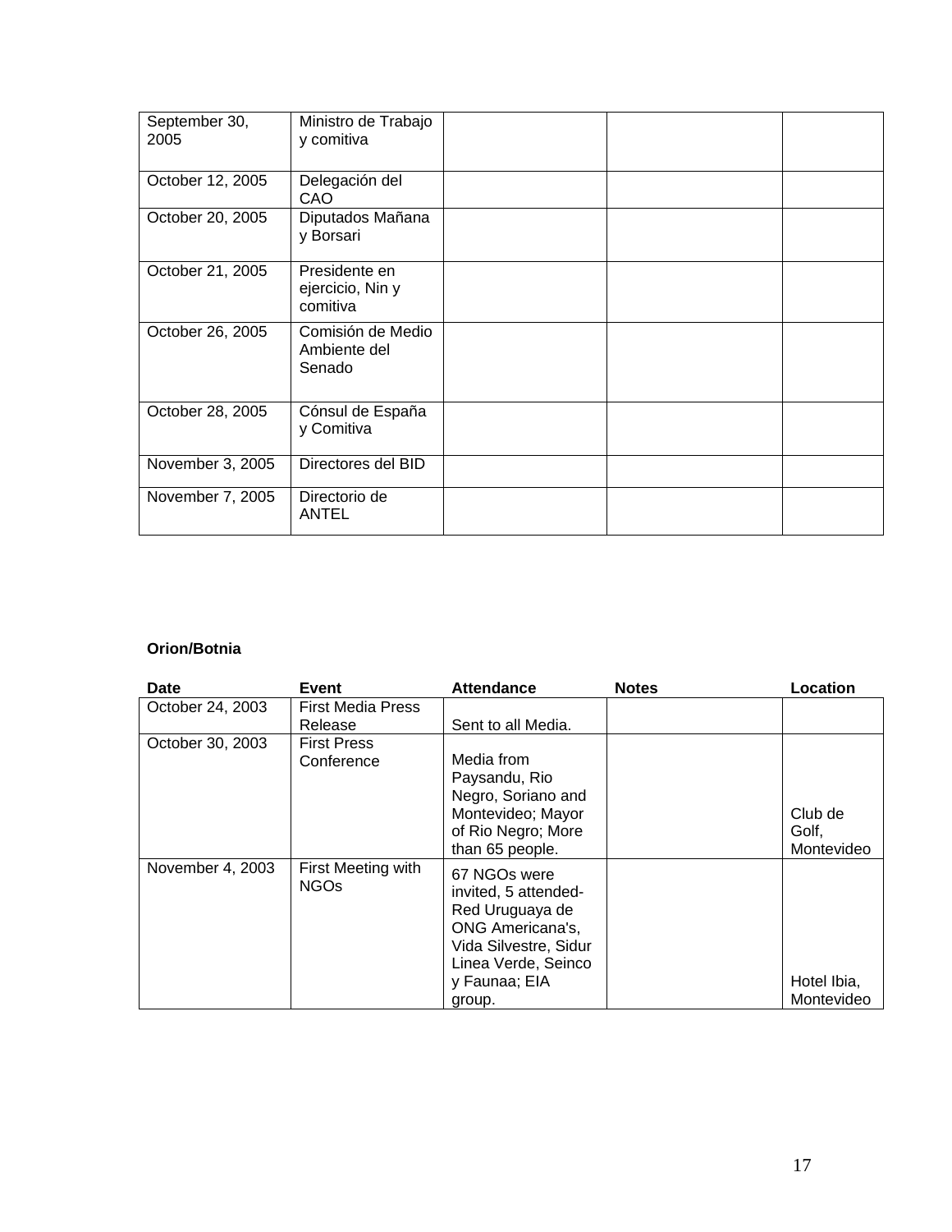| | | | | |
|---|---|---|---|---|
| September 30, 2005 | Ministro de Trabajo y comitiva | | | |
| October 12, 2005 | Delegación del CAO | | | |
| October 20, 2005 | Diputados Mañana y Borsari | | | |
| October 21, 2005 | Presidente en ejercicio, Nin y comitiva | | | |
| October 26, 2005 | Comisión de Medio Ambiente del Senado | | | |
| October 28, 2005 | Cónsul de España y Comitiva | | | |
| November 3, 2005 | Directores del BID | | | |
| November 7, 2005 | Directorio de ANTEL | | | |

**Orion/Botnia**

| Date | Event | Attendance | Notes | Location |
|---|---|---|---|---|
| October 24, 2003 | First Media Press Release | Sent to all Media. | | |
| October 30, 2003 | First Press Conference | Media from Paysandu, Rio Negro, Soriano and Montevideo; Mayor of Rio Negro; More than 65 people. | | Club de Golf, Montevideo |
| November 4, 2003 | First Meeting with NGOs | 67 NGOs were invited, 5 attended- Red Uruguaya de ONG Americana's, Vida Silvestre, Sidur Linea Verde, Seinco y Faunaa; EIA group. | | Hotel Ibia, Montevideo |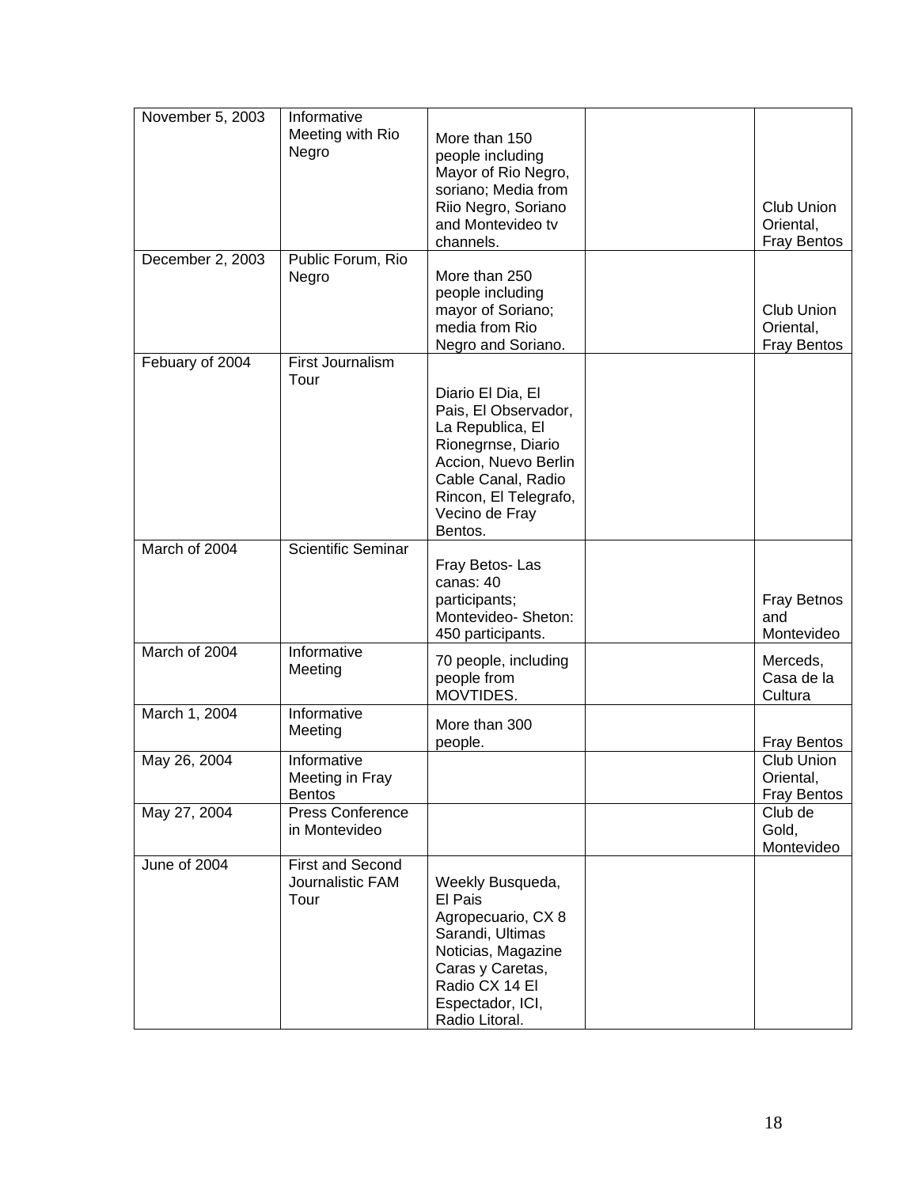| November 5, 2003 | Informative Meeting with Rio Negro | More than 150 people including Mayor of Rio Negro, soriano; Media from Riio Negro, Soriano and Montevideo tv channels. | | Club Union Oriental, Fray Bentos |
|---|---|---|---|---|
| December 2, 2003 | Public Forum, Rio Negro | More than 250 people including mayor of Soriano; media from Rio Negro and Soriano. | | Club Union Oriental, Fray Bentos |
| Febuary of 2004 | First Journalism Tour | Diario El Dia, El Pais, El Observador, La Republica, El Rionegrnse, Diario Accion, Nuevo Berlin Cable Canal, Radio Rincon, El Telegrafo, Vecino de Fray Bentos. | | |
| March of 2004 | Scientific Seminar | Fray Betos- Las canas: 40 participants; Montevideo- Sheton: 450 participants. | | Fray Betnos and Montevideo |
| March of 2004 | Informative Meeting | 70 people, including people from MOVTIDES. | | Merceds, Casa de la Cultura |
| March 1, 2004 | Informative Meeting | More than 300 people. | | Fray Bentos |
| May 26, 2004 | Informative Meeting in Fray Bentos | | | Club Union Oriental, Fray Bentos |
| May 27, 2004 | Press Conference in Montevideo | | | Club de Gold, Montevideo |
| June of 2004 | First and Second Journalistic FAM Tour | Weekly Busqueda, El Pais Agropecuario, CX 8 Sarandi, Ultimas Noticias, Magazine Caras y Caretas, Radio CX 14 El Espectador, ICI, Radio Litoral. | | |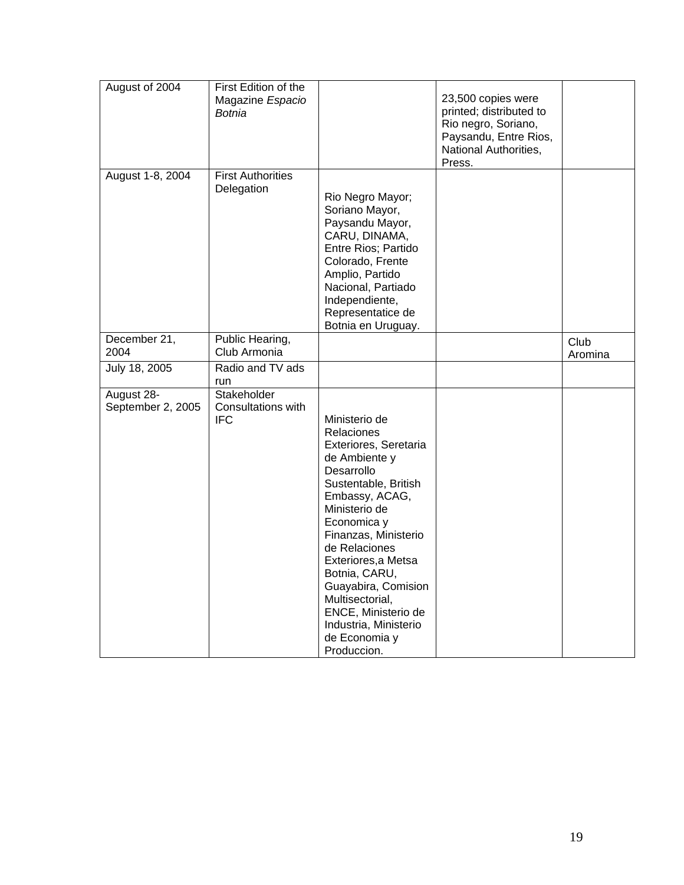| | | | | |
|---|---|---|---|---|
| August of 2004 | First Edition of the Magazine *Espacio Botnia* | | 23,500 copies were printed; distributed to Rio negro, Soriano, Paysandu, Entre Rios, National Authorities, Press. | |
| August 1-8, 2004 | First Authorities Delegation | Rio Negro Mayor; Soriano Mayor, Paysandu Mayor, CARU, DINAMA, Entre Rios; Partido Colorado, Frente Amplio, Partido Nacional, Partiado Independiente, Representatice de Botnia en Uruguay. | | |
| December 21, 2004 | Public Hearing, Club Armonia | | | Club Aromina |
| July 18, 2005 | Radio and TV ads run | | | |
| August 28-September 2, 2005 | Stakeholder Consultations with IFC | Ministerio de Relaciones Exteriores, Seretaria de Ambiente y Desarrollo Sustentable, British Embassy, ACAG, Ministerio de Economica y Finanzas, Ministerio de Relaciones Exteriores,a Metsa Botnia, CARU, Guayabira, Comision Multisectorial, ENCE, Ministerio de Industria, Ministerio de Economia y Produccion. | | |